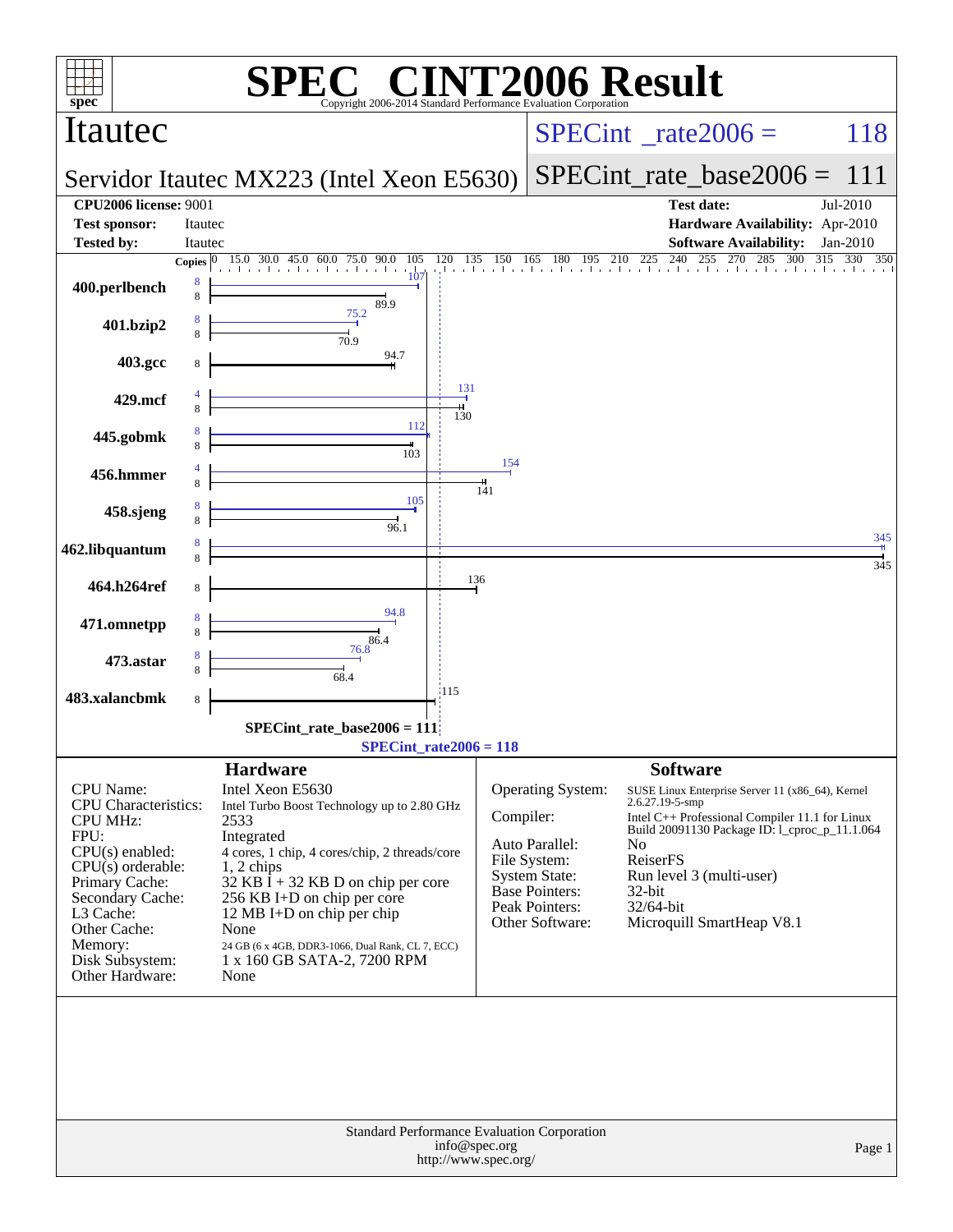# SPEC CINT2006 Result

Copyright 2006-2014 Standard Performance Evaluation Corporation

## Itautec

**SPECint_rate2006 = 118**

## Servidor Itautec MX223 (Intel Xeon E5630)

**SPECint_rate_base2006 = 111**

| | | | |
|---|---|---|---|
| **CPU2006 license:** | 9001 | **Test date:** | Jul-2010 |
| **Test sponsor:** | Itautec | **Hardware Availability:** | Apr-2010 |
| **Tested by:** | Itautec | **Software Availability:** | Jan-2010 |

| Benchmark | Peak Copies | Peak | Base Copies | Base |
|---|---|---|---|---|
| 400.perlbench | 8 | 107 | 8 | 89.9 |
| 401.bzip2 | 8 | 75.2 | 8 | 70.9 |
| 403.gcc | | | 8 | 94.7 |
| 429.mcf | 4 | 131 | 8 | 130 |
| 445.gobmk | 8 | 112 | 8 | 103 |
| 456.hmmer | 4 | 154 | 8 | 141 |
| 458.sjeng | 8 | 105 | 8 | 96.1 |
| 462.libquantum | 8 | 345 | 8 | 345 |
| 464.h264ref | | | 8 | 136 |
| 471.omnetpp | 8 | 94.8 | 8 | 86.4 |
| 473.astar | 8 | 76.8 | 8 | 68.4 |
| 483.xalancbmk | | | 8 | 115 |

SPECint_rate_base2006 = 111

SPECint_rate2006 = 118

### Hardware

| | |
|---|---|
| CPU Name: | Intel Xeon E5630 |
| CPU Characteristics: | Intel Turbo Boost Technology up to 2.80 GHz |
| CPU MHz: | 2533 |
| FPU: | Integrated |
| CPU(s) enabled: | 4 cores, 1 chip, 4 cores/chip, 2 threads/core |
| CPU(s) orderable: | 1, 2 chips |
| Primary Cache: | 32 KB I + 32 KB D on chip per core |
| Secondary Cache: | 256 KB I+D on chip per core |
| L3 Cache: | 12 MB I+D on chip per chip |
| Other Cache: | None |
| Memory: | 24 GB (6 x 4GB, DDR3-1066, Dual Rank, CL 7, ECC) |
| Disk Subsystem: | 1 x 160 GB SATA-2, 7200 RPM |
| Other Hardware: | None |

### Software

| | |
|---|---|
| Operating System: | SUSE Linux Enterprise Server 11 (x86_64), Kernel 2.6.27.19-5-smp |
| Compiler: | Intel C++ Professional Compiler 11.1 for Linux Build 20091130 Package ID: l_cproc_p_11.1.064 |
| Auto Parallel: | No |
| File System: | ReiserFS |
| System State: | Run level 3 (multi-user) |
| Base Pointers: | 32-bit |
| Peak Pointers: | 32/64-bit |
| Other Software: | Microquill SmartHeap V8.1 |

Standard Performance Evaluation Corporation
info@spec.org
http://www.spec.org/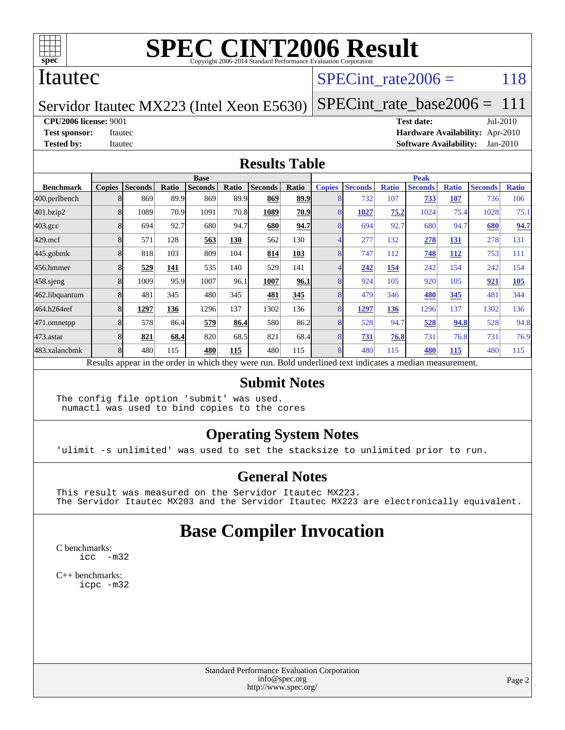# SPEC CINT2006 Result

Copyright 2006-2014 Standard Performance Evaluation Corporation

## Itautec

**Servidor Itautec MX223 (Intel Xeon E5630)**

SPECint_rate2006 = 118

SPECint_rate_base2006 = 111

**CPU2006 license:** 9001
**Test sponsor:** Itautec
**Tested by:** Itautec

**Test date:** Jul-2010
**Hardware Availability:** Apr-2010
**Software Availability:** Jan-2010

## Results Table

| Benchmark | Base | | | | | | | Peak | | | | | | |
|---|---|---|---|---|---|---|---|---|---|---|---|---|---|---|
| | Copies | Seconds | Ratio | Seconds | Ratio | Seconds | Ratio | Copies | Seconds | Ratio | Seconds | Ratio | Seconds | Ratio |
| 400.perlbench | 8 | 869 | 89.9 | 869 | 89.9 | **869** | **89.9** | 8 | 732 | 107 | **733** | **107** | 736 | 106 |
| 401.bzip2 | 8 | 1089 | 70.9 | 1091 | 70.8 | **1089** | **70.9** | 8 | **1027** | **75.2** | 1024 | 75.4 | 1028 | 75.1 |
| 403.gcc | 8 | 694 | 92.7 | 680 | 94.7 | **680** | **94.7** | 8 | 694 | 92.7 | 680 | 94.7 | **680** | **94.7** |
| 429.mcf | 8 | 571 | 128 | **563** | **130** | 562 | 130 | 4 | 277 | 132 | **278** | **131** | 278 | 131 |
| 445.gobmk | 8 | 818 | 103 | 809 | 104 | **814** | **103** | 8 | 747 | 112 | **748** | **112** | 753 | 111 |
| 456.hmmer | 8 | **529** | **141** | 535 | 140 | 529 | 141 | 4 | **242** | **154** | 242 | 154 | 242 | 154 |
| 458.sjeng | 8 | 1009 | 95.9 | 1007 | 96.1 | **1007** | **96.1** | 8 | 924 | 105 | 920 | 105 | **921** | **105** |
| 462.libquantum | 8 | 481 | 345 | 480 | 345 | **481** | **345** | 8 | 479 | 346 | **480** | **345** | 481 | 344 |
| 464.h264ref | 8 | **1297** | **136** | 1296 | 137 | 1302 | 136 | 8 | **1297** | **136** | 1296 | 137 | 1302 | 136 |
| 471.omnetpp | 8 | 578 | 86.4 | **579** | **86.4** | 580 | 86.2 | 8 | 528 | 94.7 | **528** | **94.8** | 528 | 94.8 |
| 473.astar | 8 | **821** | **68.4** | 820 | 68.5 | 821 | 68.4 | 8 | **731** | **76.8** | 731 | 76.8 | 731 | 76.9 |
| 483.xalancbmk | 8 | 480 | 115 | **480** | **115** | 480 | 115 | 8 | 480 | 115 | **480** | **115** | 480 | 115 |

Results appear in the order in which they were run. Bold underlined text indicates a median measurement.

## Submit Notes

```
The config file option 'submit' was used.
 numactl was used to bind copies to the cores
```

## Operating System Notes

```
'ulimit -s unlimited' was used to set the stacksize to unlimited prior to run.
```

## General Notes

```
This result was measured on the Servidor Itautec MX223.
The Servidor Itautec MX203 and the Servidor Itautec MX223 are electronically equivalent.
```

# Base Compiler Invocation

C benchmarks:
```
icc  -m32
```

C++ benchmarks:
```
icpc -m32
```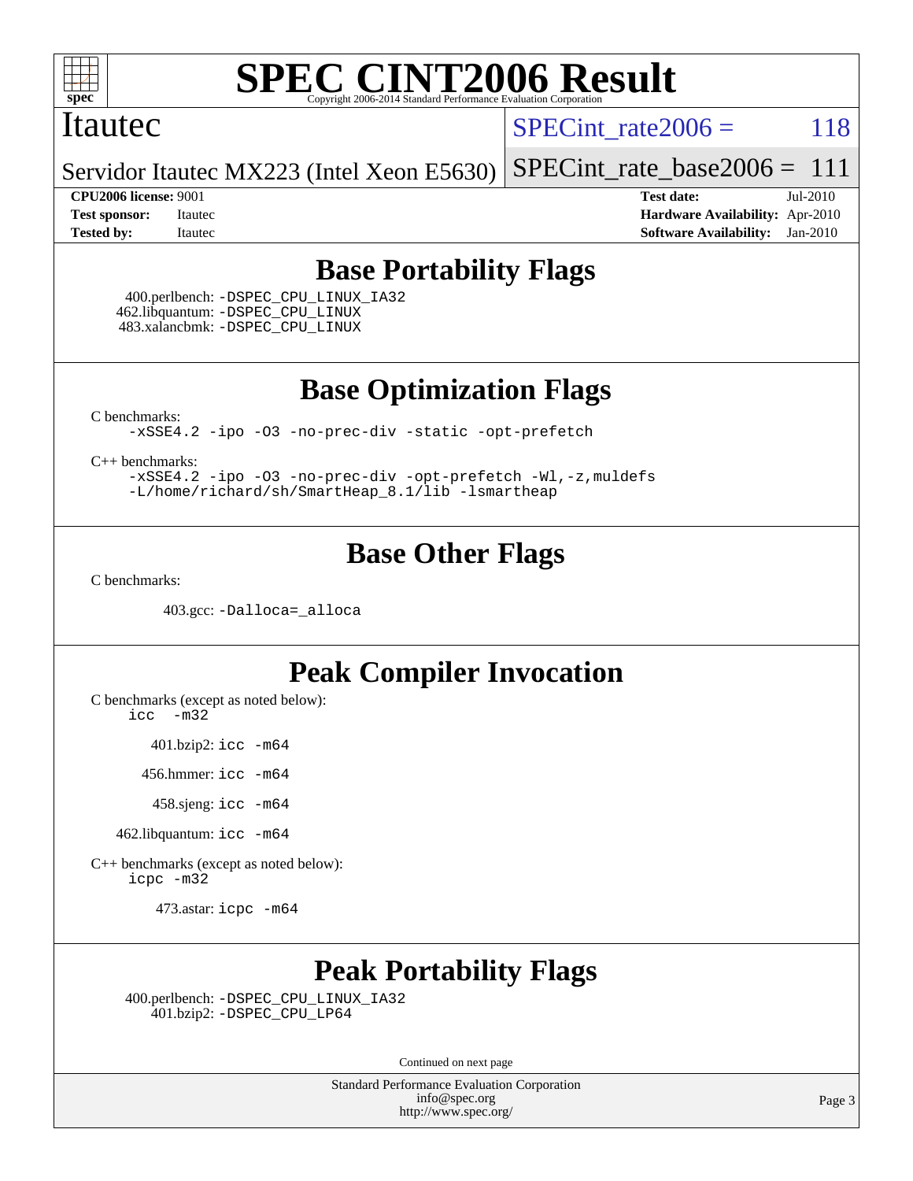# SPEC CINT2006 Result

Copyright 2006-2014 Standard Performance Evaluation Corporation

## Itautec

Servidor Itautec MX223 (Intel Xeon E5630)

SPECint_rate2006 = 118

SPECint_rate_base2006 = 111

| | | | |
|---|---|---|---|
| **CPU2006 license:** 9001 | | **Test date:** | Jul-2010 |
| **Test sponsor:** | Itautec | **Hardware Availability:** | Apr-2010 |
| **Tested by:** | Itautec | **Software Availability:** | Jan-2010 |

## Base Portability Flags

400.perlbench: `-DSPEC_CPU_LINUX_IA32`
462.libquantum: `-DSPEC_CPU_LINUX`
483.xalancbmk: `-DSPEC_CPU_LINUX`

## Base Optimization Flags

C benchmarks:
`-xSSE4.2 -ipo -O3 -no-prec-div -static -opt-prefetch`

C++ benchmarks:
`-xSSE4.2 -ipo -O3 -no-prec-div -opt-prefetch -Wl,-z,muldefs -L/home/richard/sh/SmartHeap_8.1/lib -lsmartheap`

## Base Other Flags

C benchmarks:

403.gcc: `-Dalloca=_alloca`

## Peak Compiler Invocation

C benchmarks (except as noted below):
`icc -m32`

401.bzip2: `icc -m64`

456.hmmer: `icc -m64`

458.sjeng: `icc -m64`

462.libquantum: `icc -m64`

C++ benchmarks (except as noted below):
`icpc -m32`

473.astar: `icpc -m64`

## Peak Portability Flags

400.perlbench: `-DSPEC_CPU_LINUX_IA32`
401.bzip2: `-DSPEC_CPU_LP64`

Continued on next page

Standard Performance Evaluation Corporation
info@spec.org
http://www.spec.org/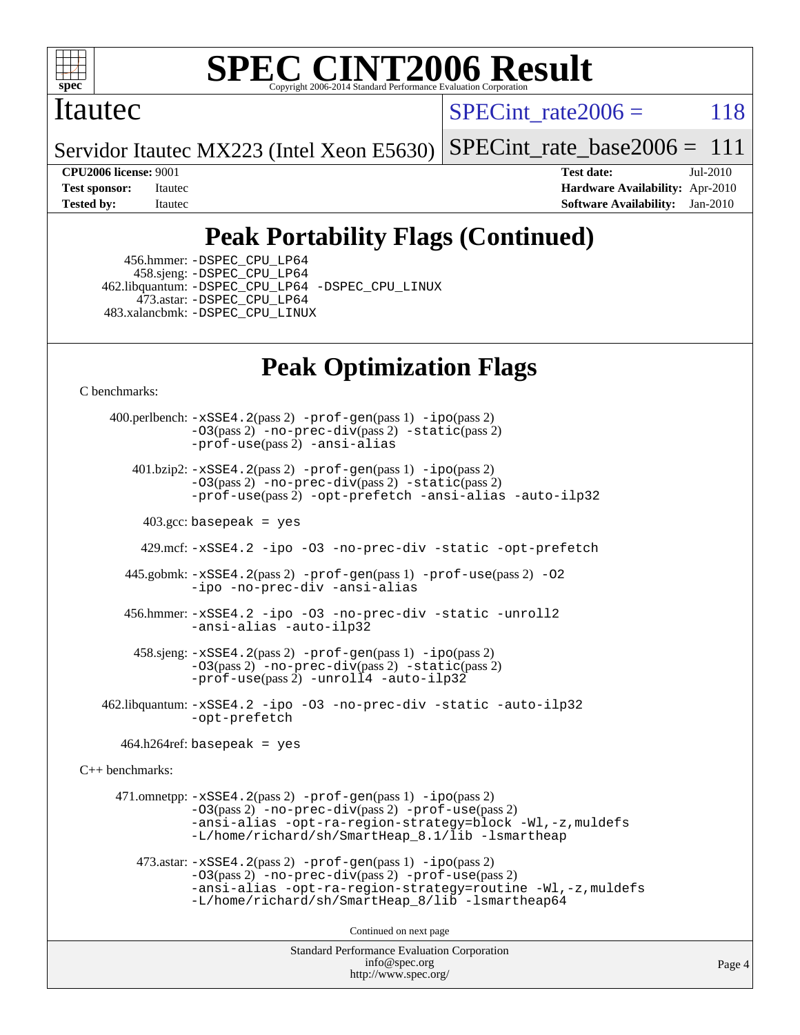# SPEC CINT2006 Result

Itautec

Servidor Itautec MX223 (Intel Xeon E5630)

SPECint_rate2006 = 118

SPECint_rate_base2006 = 111

**CPU2006 license:** 9001
**Test sponsor:** Itautec
**Tested by:** Itautec

**Test date:** Jul-2010
**Hardware Availability:** Apr-2010
**Software Availability:** Jan-2010

## Peak Portability Flags (Continued)

456.hmmer: -DSPEC_CPU_LP64
458.sjeng: -DSPEC_CPU_LP64
462.libquantum: -DSPEC_CPU_LP64 -DSPEC_CPU_LINUX
473.astar: -DSPEC_CPU_LP64
483.xalancbmk: -DSPEC_CPU_LINUX

## Peak Optimization Flags

C benchmarks:

400.perlbench: -xSSE4.2(pass 2) -prof-gen(pass 1) -ipo(pass 2) -O3(pass 2) -no-prec-div(pass 2) -static(pass 2) -prof-use(pass 2) -ansi-alias

401.bzip2: -xSSE4.2(pass 2) -prof-gen(pass 1) -ipo(pass 2) -O3(pass 2) -no-prec-div(pass 2) -static(pass 2) -prof-use(pass 2) -opt-prefetch -ansi-alias -auto-ilp32

403.gcc: basepeak = yes

429.mcf: -xSSE4.2 -ipo -O3 -no-prec-div -static -opt-prefetch

445.gobmk: -xSSE4.2(pass 2) -prof-gen(pass 1) -prof-use(pass 2) -O2 -ipo -no-prec-div -ansi-alias

456.hmmer: -xSSE4.2 -ipo -O3 -no-prec-div -static -unroll2 -ansi-alias -auto-ilp32

458.sjeng: -xSSE4.2(pass 2) -prof-gen(pass 1) -ipo(pass 2) -O3(pass 2) -no-prec-div(pass 2) -static(pass 2) -prof-use(pass 2) -unroll4 -auto-ilp32

462.libquantum: -xSSE4.2 -ipo -O3 -no-prec-div -static -auto-ilp32 -opt-prefetch

464.h264ref: basepeak = yes

C++ benchmarks:

471.omnetpp: -xSSE4.2(pass 2) -prof-gen(pass 1) -ipo(pass 2) -O3(pass 2) -no-prec-div(pass 2) -prof-use(pass 2) -ansi-alias -opt-ra-region-strategy=block -Wl,-z,muldefs -L/home/richard/sh/SmartHeap_8.1/lib -lsmartheap

473.astar: -xSSE4.2(pass 2) -prof-gen(pass 1) -ipo(pass 2) -O3(pass 2) -no-prec-div(pass 2) -prof-use(pass 2) -ansi-alias -opt-ra-region-strategy=routine -Wl,-z,muldefs -L/home/richard/sh/SmartHeap_8/lib -lsmartheap64

Continued on next page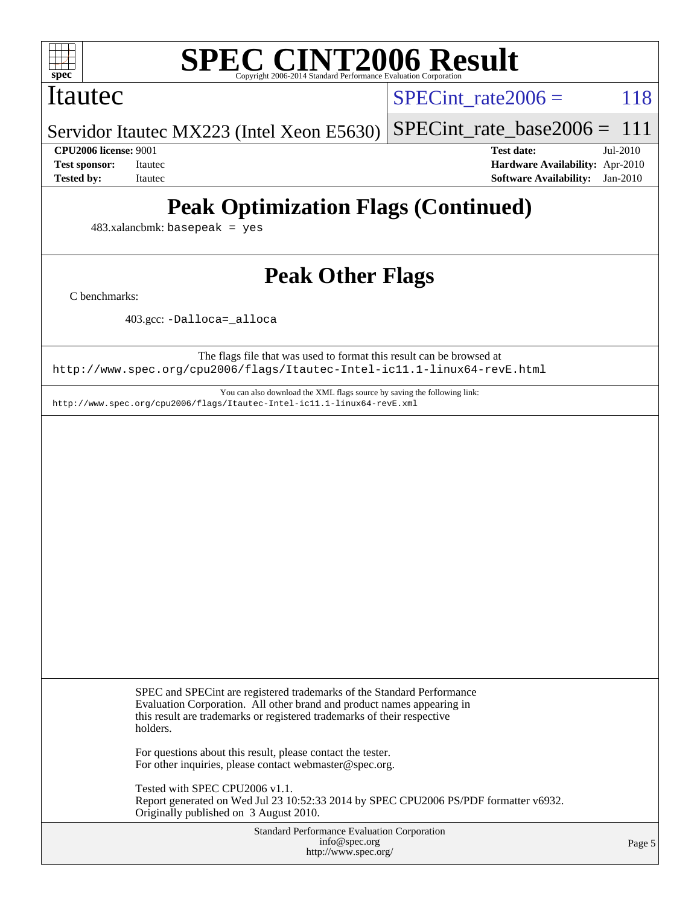# Peak Optimization Flags (Continued)

483.xalancbmk: `basepeak = yes`

# Peak Other Flags

C benchmarks:

403.gcc: `-Dalloca=_alloca`

The flags file that was used to format this result can be browsed at
http://www.spec.org/cpu2006/flags/Itautec-Intel-ic11.1-linux64-revE.html

You can also download the XML flags source by saving the following link:
http://www.spec.org/cpu2006/flags/Itautec-Intel-ic11.1-linux64-revE.xml

SPEC and SPECint are registered trademarks of the Standard Performance Evaluation Corporation. All other brand and product names appearing in this result are trademarks or registered trademarks of their respective holders.

For questions about this result, please contact the tester.
For other inquiries, please contact webmaster@spec.org.

Tested with SPEC CPU2006 v1.1.
Report generated on Wed Jul 23 10:52:33 2014 by SPEC CPU2006 PS/PDF formatter v6932.
Originally published on 3 August 2010.